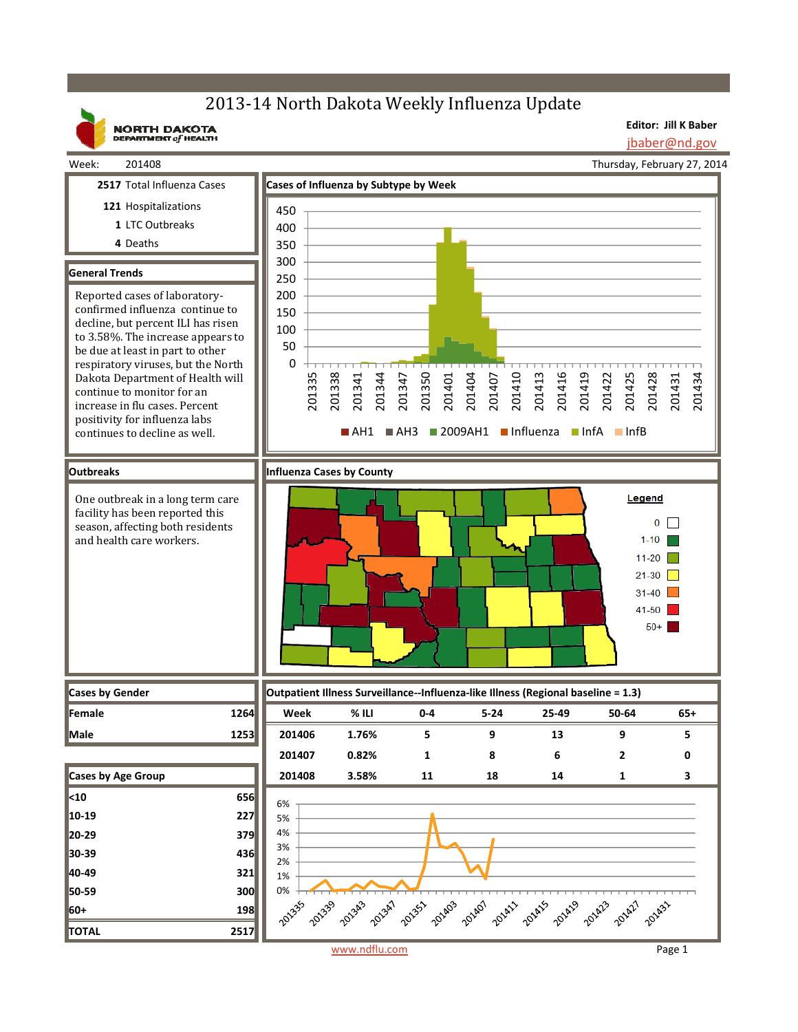# 2013-14 North Dakota Weekly Influenza Update

NORTH DAKOTA DEPARTMENT of HEALTH

**Editor: Jill K Baber**
jbaber@nd.gov

Week: 201408 — Thursday, February 27, 2014

**2517** Total Influenza Cases
**121** Hospitalizations
**1** LTC Outbreaks
**4** Deaths

## General Trends

Reported cases of laboratory-confirmed influenza continue to decline, but percent ILI has risen to 3.58%. The increase appears to be due at least in part to other respiratory viruses, but the North Dakota Department of Health will continue to monitor for an increase in flu cases. Percent positivity for influenza labs continues to decline as well.

## Cases of Influenza by Subtype by Week

Legend: AH1, AH3, 2009AH1, Influenza, InfA, InfB

## Outbreaks

One outbreak in a long term care facility has been reported this season, affecting both residents and health care workers.

## Influenza Cases by County

Legend: 0; 1-10; 11-20; 21-30; 31-40; 41-50; 50+

## Cases by Gender

| Cases by Gender | |
|---|---|
| Female | 1264 |
| Male | 1253 |

## Cases by Age Group

| Cases by Age Group | |
|---|---|
| <10 | 656 |
| 10-19 | 227 |
| 20-29 | 379 |
| 30-39 | 436 |
| 40-49 | 321 |
| 50-59 | 300 |
| 60+ | 198 |
| TOTAL | 2517 |

## Outpatient Illness Surveillance--Influenza-like Illness (Regional baseline = 1.3)

| Week | % ILI | 0-4 | 5-24 | 25-49 | 50-64 | 65+ |
|---|---|---|---|---|---|---|
| 201406 | 1.76% | 5 | 9 | 13 | 9 | 5 |
| 201407 | 0.82% | 1 | 8 | 6 | 2 | 0 |
| 201408 | 3.58% | 11 | 18 | 14 | 1 | 3 |

www.ndflu.com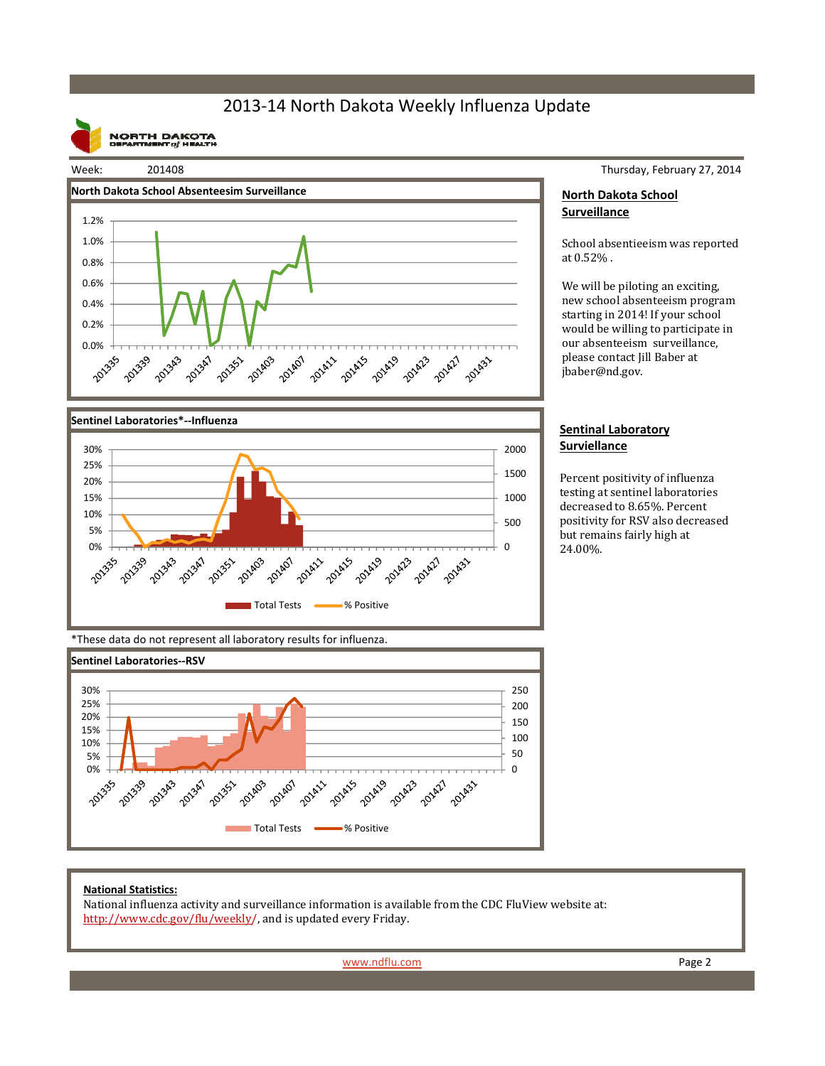# 2013-14 North Dakota Weekly Influenza Update

NORTH DAKOTA DEPARTMENT of HEALTH

Week: 201408

Thursday, February 27, 2014

**North Dakota School Absenteesim Surveillance**

1.2%
1.0%
0.8%
0.6%
0.4%
0.2%
0.0%

201335 201339 201343 201347 201351 201403 201407 201411 201415 201419 201423 201427 201431

**Sentinel Laboratories*--Influenza**

30%
25%
20%
15%
10%
5%
0%

2000
1500
1000
500
0

201335 201339 201343 201347 201351 201403 201407 201411 201415 201419 201423 201427 201431

Total Tests
% Positive

*These data do not represent all laboratory results for influenza.

**Sentinel Laboratories--RSV**

30%
25%
20%
15%
10%
5%
0%

250
200
150
100
50
0

201335 201339 201343 201347 201351 201403 201407 201411 201415 201419 201423 201427 201431

Total Tests
% Positive

## North Dakota School Surveillance

School absentieeism was reported at 0.52% .

We will be piloting an exciting, new school absenteeism program starting in 2014! If your school would be willing to participate in our absenteeism surveillance, please contact Jill Baber at jbaber@nd.gov.

## Sentinal Laboratory Surviellance

Percent positivity of influenza testing at sentinel laboratories decreased to 8.65%. Percent positivity for RSV also decreased but remains fairly high at 24.00%.

**National Statistics:**

National influenza activity and surveillance information is available from the CDC FluView website at: http://www.cdc.gov/flu/weekly/, and is updated every Friday.

www.ndflu.com